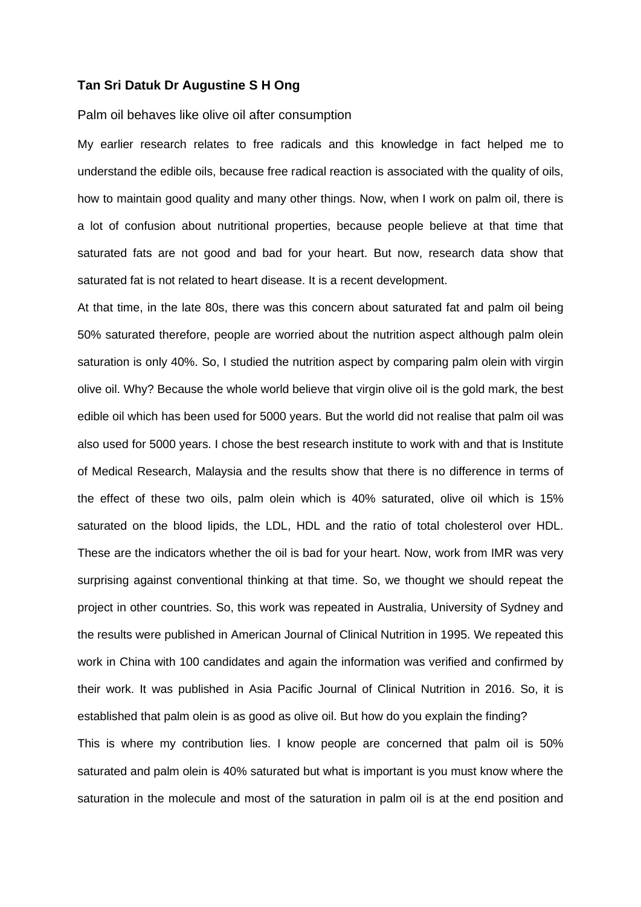**Tan Sri Datuk Dr Augustine S H Ong**

Palm oil behaves like olive oil after consumption

My earlier research relates to free radicals and this knowledge in fact helped me to understand the edible oils, because free radical reaction is associated with the quality of oils, how to maintain good quality and many other things. Now, when I work on palm oil, there is a lot of confusion about nutritional properties, because people believe at that time that saturated fats are not good and bad for your heart. But now, research data show that saturated fat is not related to heart disease. It is a recent development.

At that time, in the late 80s, there was this concern about saturated fat and palm oil being 50% saturated therefore, people are worried about the nutrition aspect although palm olein saturation is only 40%. So, I studied the nutrition aspect by comparing palm olein with virgin olive oil. Why? Because the whole world believe that virgin olive oil is the gold mark, the best edible oil which has been used for 5000 years. But the world did not realise that palm oil was also used for 5000 years. I chose the best research institute to work with and that is Institute of Medical Research, Malaysia and the results show that there is no difference in terms of the effect of these two oils, palm olein which is 40% saturated, olive oil which is 15% saturated on the blood lipids, the LDL, HDL and the ratio of total cholesterol over HDL. These are the indicators whether the oil is bad for your heart. Now, work from IMR was very surprising against conventional thinking at that time. So, we thought we should repeat the project in other countries. So, this work was repeated in Australia, University of Sydney and the results were published in American Journal of Clinical Nutrition in 1995. We repeated this work in China with 100 candidates and again the information was verified and confirmed by their work. It was published in Asia Pacific Journal of Clinical Nutrition in 2016. So, it is established that palm olein is as good as olive oil. But how do you explain the finding?

This is where my contribution lies. I know people are concerned that palm oil is 50% saturated and palm olein is 40% saturated but what is important is you must know where the saturation in the molecule and most of the saturation in palm oil is at the end position and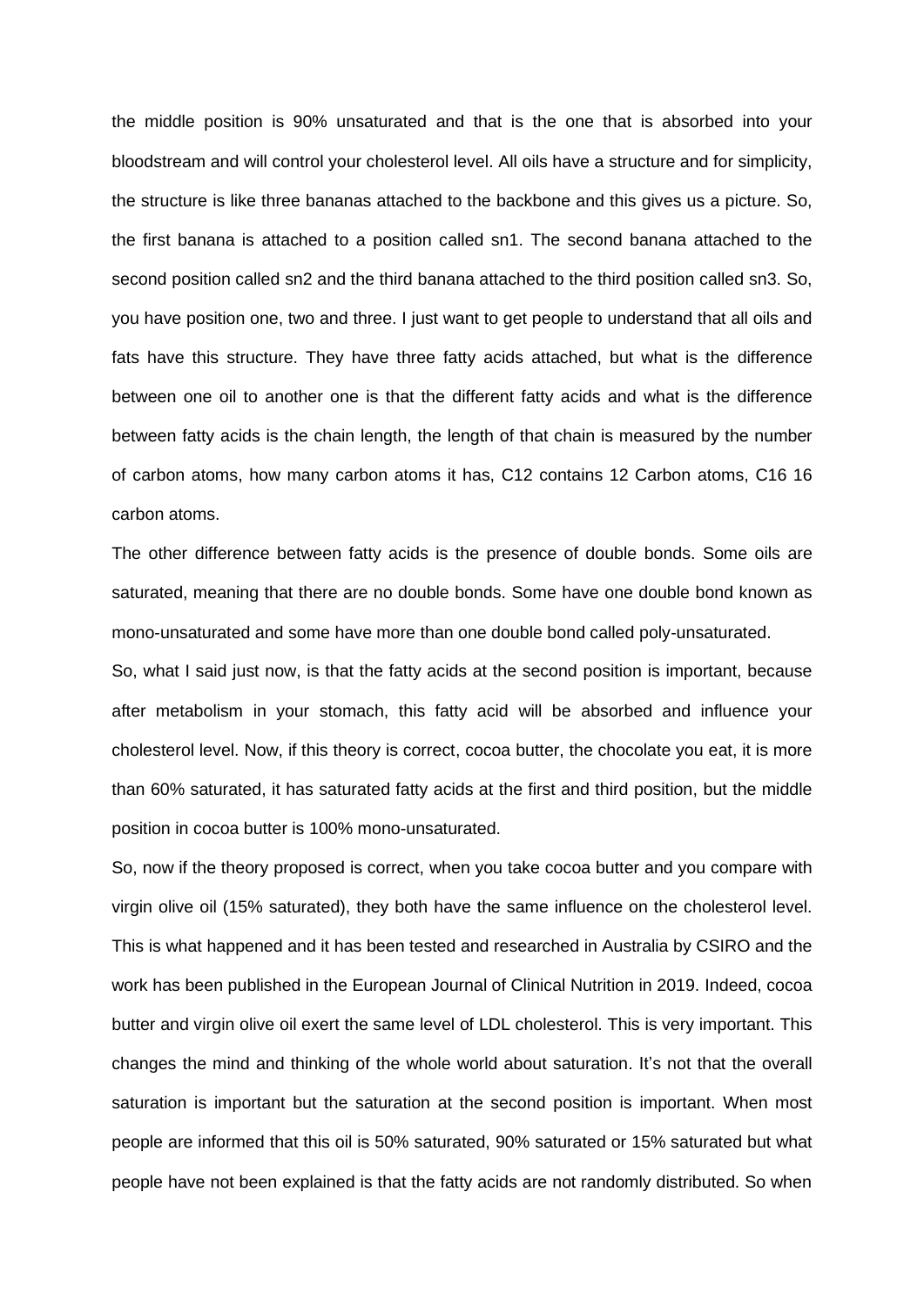the middle position is 90% unsaturated and that is the one that is absorbed into your bloodstream and will control your cholesterol level. All oils have a structure and for simplicity, the structure is like three bananas attached to the backbone and this gives us a picture. So, the first banana is attached to a position called sn1. The second banana attached to the second position called sn2 and the third banana attached to the third position called sn3. So, you have position one, two and three. I just want to get people to understand that all oils and fats have this structure. They have three fatty acids attached, but what is the difference between one oil to another one is that the different fatty acids and what is the difference between fatty acids is the chain length, the length of that chain is measured by the number of carbon atoms, how many carbon atoms it has, C12 contains 12 Carbon atoms, C16 16 carbon atoms.

The other difference between fatty acids is the presence of double bonds. Some oils are saturated, meaning that there are no double bonds. Some have one double bond known as mono-unsaturated and some have more than one double bond called poly-unsaturated.

So, what I said just now, is that the fatty acids at the second position is important, because after metabolism in your stomach, this fatty acid will be absorbed and influence your cholesterol level. Now, if this theory is correct, cocoa butter, the chocolate you eat, it is more than 60% saturated, it has saturated fatty acids at the first and third position, but the middle position in cocoa butter is 100% mono-unsaturated.

So, now if the theory proposed is correct, when you take cocoa butter and you compare with virgin olive oil (15% saturated), they both have the same influence on the cholesterol level. This is what happened and it has been tested and researched in Australia by CSIRO and the work has been published in the European Journal of Clinical Nutrition in 2019. Indeed, cocoa butter and virgin olive oil exert the same level of LDL cholesterol. This is very important. This changes the mind and thinking of the whole world about saturation. It's not that the overall saturation is important but the saturation at the second position is important. When most people are informed that this oil is 50% saturated, 90% saturated or 15% saturated but what people have not been explained is that the fatty acids are not randomly distributed. So when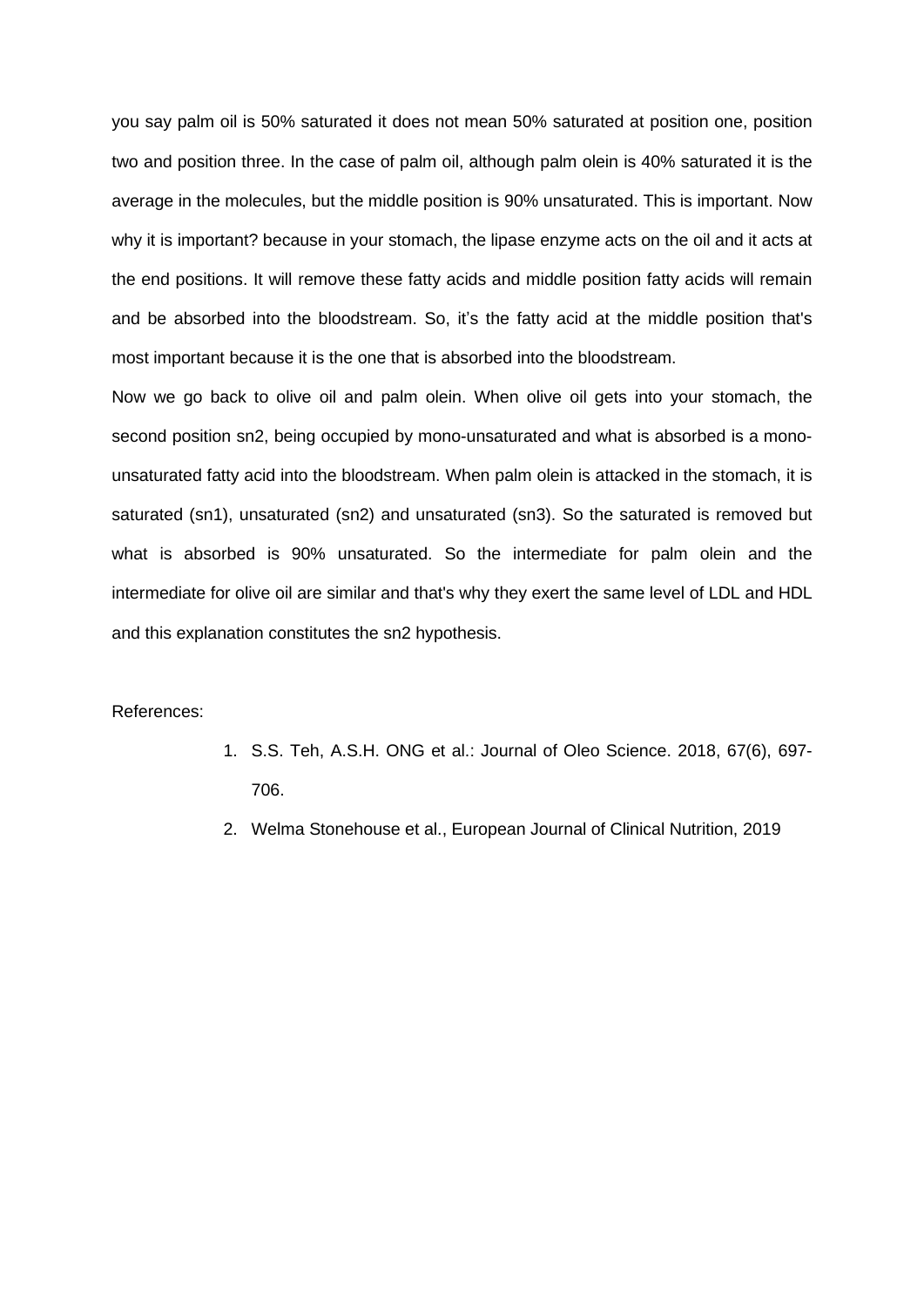you say palm oil is 50% saturated it does not mean 50% saturated at position one, position two and position three. In the case of palm oil, although palm olein is 40% saturated it is the average in the molecules, but the middle position is 90% unsaturated. This is important. Now why it is important? because in your stomach, the lipase enzyme acts on the oil and it acts at the end positions. It will remove these fatty acids and middle position fatty acids will remain and be absorbed into the bloodstream. So, it's the fatty acid at the middle position that's most important because it is the one that is absorbed into the bloodstream.

Now we go back to olive oil and palm olein. When olive oil gets into your stomach, the second position sn2, being occupied by mono-unsaturated and what is absorbed is a mono-unsaturated fatty acid into the bloodstream. When palm olein is attacked in the stomach, it is saturated (sn1), unsaturated (sn2) and unsaturated (sn3). So the saturated is removed but what is absorbed is 90% unsaturated. So the intermediate for palm olein and the intermediate for olive oil are similar and that's why they exert the same level of LDL and HDL and this explanation constitutes the sn2 hypothesis.

References:

1. S.S. Teh, A.S.H. ONG et al.: Journal of Oleo Science. 2018, 67(6), 697-706.
2. Welma Stonehouse et al., European Journal of Clinical Nutrition, 2019